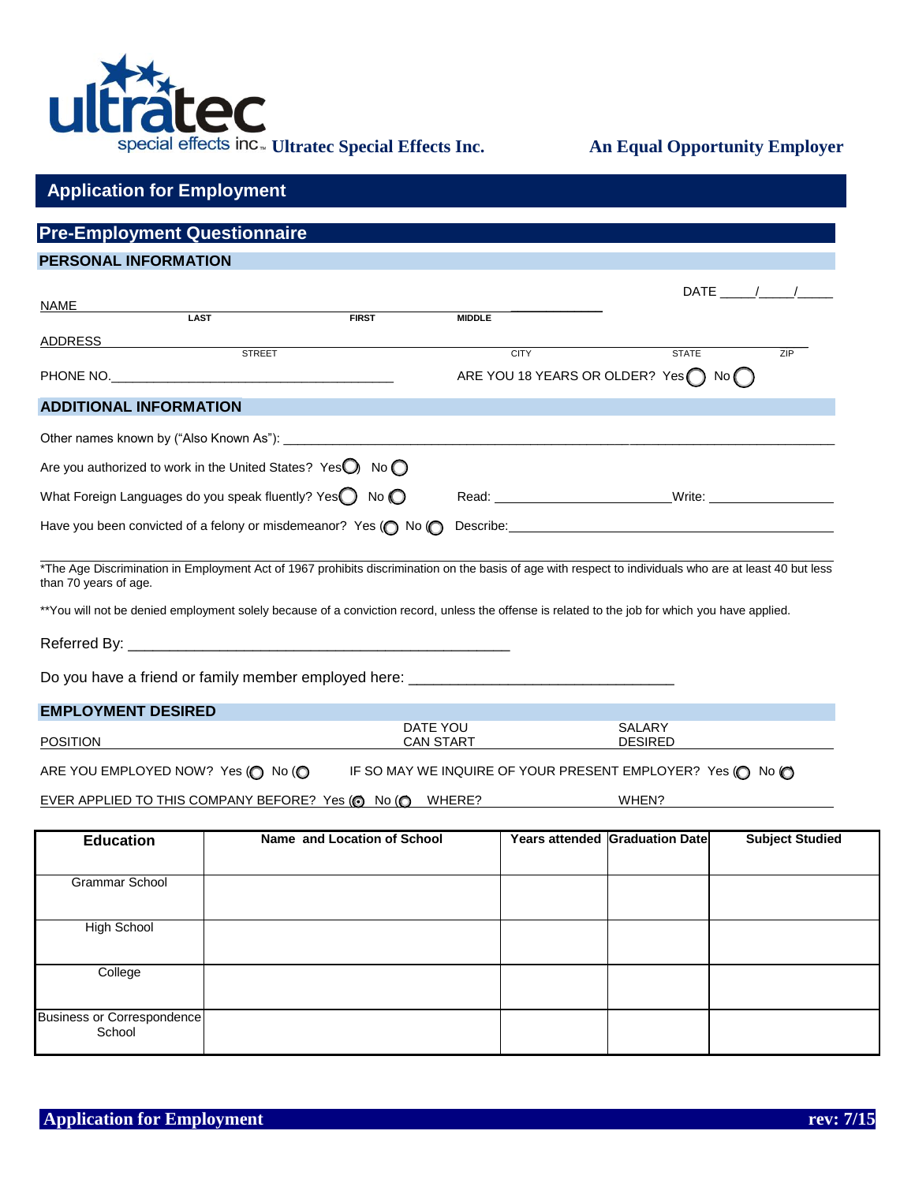ultratec special effects inc.™ **Ultratec Special Effects Inc.** **An Equal Opportunity Employer**

# Application for Employment

## Pre-Employment Questionnaire

### PERSONAL INFORMATION

DATE \_\_\_\_/\_\_\_\_/\_\_\_\_

NAME \_\_\_\_\_\_\_\_\_\_\_\_\_\_\_\_\_\_\_\_\_\_\_\_\_\_\_\_\_\_\_\_\_\_\_\_\_\_\_\_\_\_\_\_\_\_\_\_\_\_\_\_\_\_\_\_\_\_\_\_
LAST FIRST MIDDLE

ADDRESS \_\_\_\_\_\_\_\_\_\_\_\_\_\_\_\_\_\_\_\_\_\_\_\_\_\_\_\_\_\_\_\_\_\_\_\_\_\_\_\_\_\_\_\_\_\_\_\_\_\_\_\_\_\_\_\_\_\_\_\_
STREET CITY STATE ZIP

PHONE NO.\_\_\_\_\_\_\_\_\_\_\_\_\_\_\_\_\_\_\_\_\_\_\_\_\_\_\_\_\_\_\_\_ ARE YOU 18 YEARS OR OLDER? Yes ◯ No ◯

### ADDITIONAL INFORMATION

Other names known by ("Also Known As"): \_\_\_\_\_\_\_\_\_\_\_\_\_\_\_\_\_\_\_\_\_\_\_\_\_\_\_\_\_\_\_\_\_\_\_\_\_\_\_\_\_\_\_\_\_\_\_\_

Are you authorized to work in the United States? Yes ◯ No ◯

What Foreign Languages do you speak fluently? Yes ◯ No ◯ Read: \_\_\_\_\_\_\_\_\_\_\_\_\_\_\_\_\_\_\_\_ Write: \_\_\_\_\_\_\_\_\_\_\_\_\_\_\_\_

Have you been convicted of a felony or misdemeanor? Yes ◯ No ◯ Describe: \_\_\_\_\_\_\_\_\_\_\_\_\_\_\_\_\_\_\_\_\_\_\_\_\_\_\_\_\_\_\_\_\_\_\_\_\_\_\_\_

*The Age Discrimination in Employment Act of 1967 prohibits discrimination on the basis of age with respect to individuals who are at least 40 but less than 70 years of age.

**You will not be denied employment solely because of a conviction record, unless the offense is related to the job for which you have applied.

Referred By: \_\_\_\_\_\_\_\_\_\_\_\_\_\_\_\_\_\_\_\_\_\_\_\_\_\_\_\_\_\_\_\_\_\_\_\_\_\_\_\_\_\_\_\_

Do you have a friend or family member employed here: \_\_\_\_\_\_\_\_\_\_\_\_\_\_\_\_\_\_\_\_\_\_\_\_\_\_\_\_\_\_\_\_

### EMPLOYMENT DESIRED

POSITION \_\_\_\_\_\_\_\_\_\_\_\_\_\_\_\_\_\_\_\_ DATE YOU CAN START \_\_\_\_\_\_\_\_\_\_\_\_\_\_\_\_\_\_\_\_ SALARY DESIRED \_\_\_\_\_\_\_\_\_\_\_\_\_\_\_\_\_\_\_\_

ARE YOU EMPLOYED NOW? Yes ◯ No ◯ IF SO MAY WE INQUIRE OF YOUR PRESENT EMPLOYER? Yes ◯ No ◯

EVER APPLIED TO THIS COMPANY BEFORE? Yes ◯ No ◯ WHERE? \_\_\_\_\_\_\_\_\_\_\_\_\_\_\_\_\_\_\_\_ WHEN? \_\_\_\_\_\_\_\_\_\_\_\_\_\_\_\_\_\_\_\_

| Education | Name and Location of School | Years attended | Graduation Date | Subject Studied |
|---|---|---|---|---|
| Grammar School | | | | |
| High School | | | | |
| College | | | | |
| Business or Correspondence School | | | | |

**Application for Employment** **rev: 7/15**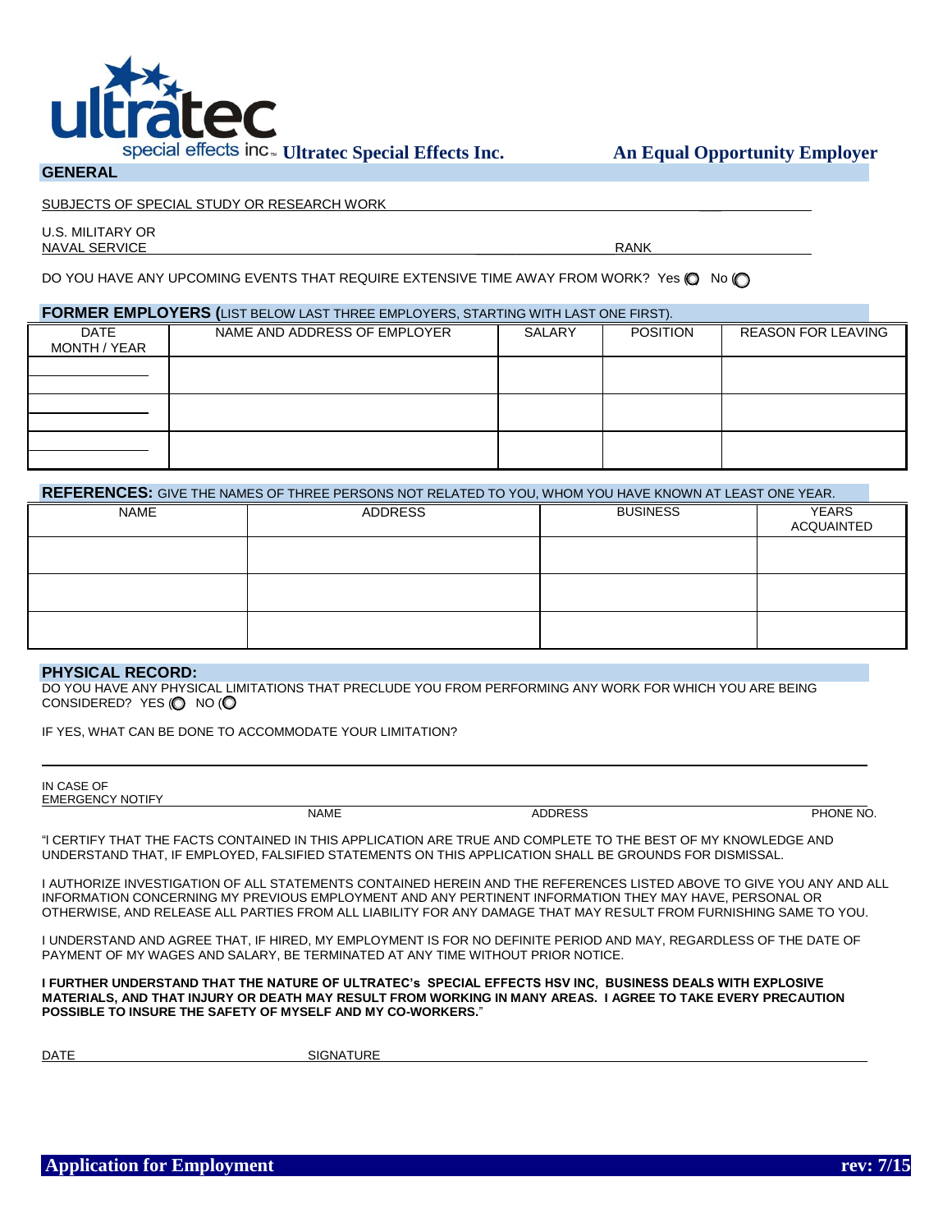ultratec special effects inc.™ **Ultratec Special Effects Inc.** **An Equal Opportunity Employer**

## GENERAL

SUBJECTS OF SPECIAL STUDY OR RESEARCH WORK ______________________________

U.S. MILITARY OR
NAVAL SERVICE ______________________________ RANK ______________

DO YOU HAVE ANY UPCOMING EVENTS THAT REQUIRE EXTENSIVE TIME AWAY FROM WORK? Yes ◯ No ◯

## FORMER EMPLOYERS (LIST BELOW LAST THREE EMPLOYERS, STARTING WITH LAST ONE FIRST).

| DATE MONTH / YEAR | NAME AND ADDRESS OF EMPLOYER | SALARY | POSITION | REASON FOR LEAVING |
|---|---|---|---|---|
| | | | | |
| | | | | |
| | | | | |

## REFERENCES: GIVE THE NAMES OF THREE PERSONS NOT RELATED TO YOU, WHOM YOU HAVE KNOWN AT LEAST ONE YEAR.

| NAME | ADDRESS | BUSINESS | YEARS ACQUAINTED |
|---|---|---|---|
| | | | |
| | | | |
| | | | |

## PHYSICAL RECORD:

DO YOU HAVE ANY PHYSICAL LIMITATIONS THAT PRECLUDE YOU FROM PERFORMING ANY WORK FOR WHICH YOU ARE BEING CONSIDERED? YES ◯ NO ◯

IF YES, WHAT CAN BE DONE TO ACCOMMODATE YOUR LIMITATION?

______________________________

IN CASE OF
EMERGENCY NOTIFY ______________________________

NAME ADDRESS PHONE NO.

"I CERTIFY THAT THE FACTS CONTAINED IN THIS APPLICATION ARE TRUE AND COMPLETE TO THE BEST OF MY KNOWLEDGE AND UNDERSTAND THAT, IF EMPLOYED, FALSIFIED STATEMENTS ON THIS APPLICATION SHALL BE GROUNDS FOR DISMISSAL.

I AUTHORIZE INVESTIGATION OF ALL STATEMENTS CONTAINED HEREIN AND THE REFERENCES LISTED ABOVE TO GIVE YOU ANY AND ALL INFORMATION CONCERNING MY PREVIOUS EMPLOYMENT AND ANY PERTINENT INFORMATION THEY MAY HAVE, PERSONAL OR OTHERWISE, AND RELEASE ALL PARTIES FROM ALL LIABILITY FOR ANY DAMAGE THAT MAY RESULT FROM FURNISHING SAME TO YOU.

I UNDERSTAND AND AGREE THAT, IF HIRED, MY EMPLOYMENT IS FOR NO DEFINITE PERIOD AND MAY, REGARDLESS OF THE DATE OF PAYMENT OF MY WAGES AND SALARY, BE TERMINATED AT ANY TIME WITHOUT PRIOR NOTICE.

**I FURTHER UNDERSTAND THAT THE NATURE OF ULTRATEC's SPECIAL EFFECTS HSV INC, BUSINESS DEALS WITH EXPLOSIVE MATERIALS, AND THAT INJURY OR DEATH MAY RESULT FROM WORKING IN MANY AREAS. I AGREE TO TAKE EVERY PRECAUTION POSSIBLE TO INSURE THE SAFETY OF MYSELF AND MY CO-WORKERS.**"

DATE ______________ SIGNATURE ______________________________

**Application for Employment** **rev: 7/15**